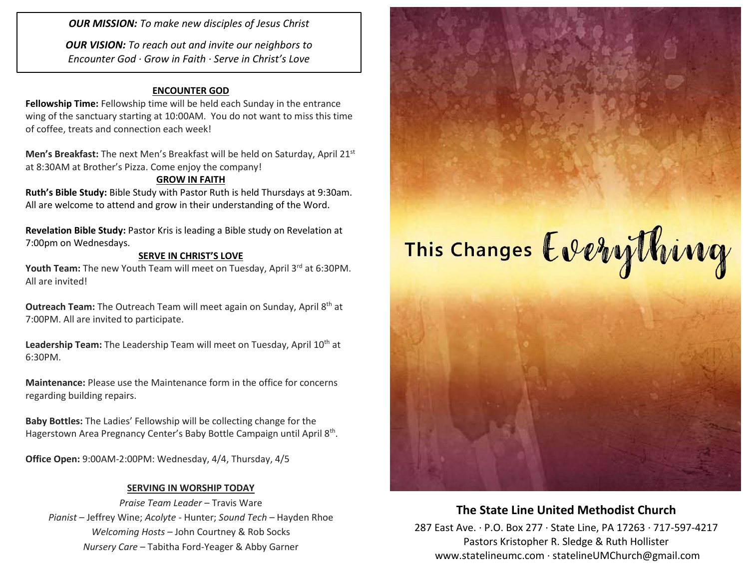*OUR MISSION:* *To make new disciples of Jesus Christ*

*OUR VISION:* *To reach out and invite our neighbors to Encounter God · Grow in Faith · Serve in Christ's Love*

## ENCOUNTER GOD

**Fellowship Time:** Fellowship time will be held each Sunday in the entrance wing of the sanctuary starting at 10:00AM. You do not want to miss this time of coffee, treats and connection each week!

**Men's Breakfast:** The next Men's Breakfast will be held on Saturday, April 21st at 8:30AM at Brother's Pizza. Come enjoy the company!

## GROW IN FAITH

**Ruth's Bible Study:** Bible Study with Pastor Ruth is held Thursdays at 9:30am. All are welcome to attend and grow in their understanding of the Word.

**Revelation Bible Study:** Pastor Kris is leading a Bible study on Revelation at 7:00pm on Wednesdays.

## SERVE IN CHRIST'S LOVE

**Youth Team:** The new Youth Team will meet on Tuesday, April 3rd at 6:30PM. All are invited!

**Outreach Team:** The Outreach Team will meet again on Sunday, April 8th at 7:00PM. All are invited to participate.

**Leadership Team:** The Leadership Team will meet on Tuesday, April 10th at 6:30PM.

**Maintenance:** Please use the Maintenance form in the office for concerns regarding building repairs.

**Baby Bottles:** The Ladies' Fellowship will be collecting change for the Hagerstown Area Pregnancy Center's Baby Bottle Campaign until April 8th.

**Office Open:** 9:00AM-2:00PM: Wednesday, 4/4, Thursday, 4/5

## SERVING IN WORSHIP TODAY

*Praise Team Leader* – Travis Ware
*Pianist* – Jeffrey Wine; *Acolyte* - Hunter; *Sound Tech* – Hayden Rhoe
*Welcoming Hosts* – John Courtney & Rob Socks
*Nursery Care* – Tabitha Ford-Yeager & Abby Garner

# This Changes Everything

## The State Line United Methodist Church

287 East Ave. · P.O. Box 277 · State Line, PA 17263 · 717-597-4217
Pastors Kristopher R. Sledge & Ruth Hollister
www.statelineumc.com · statelineUMChurch@gmail.com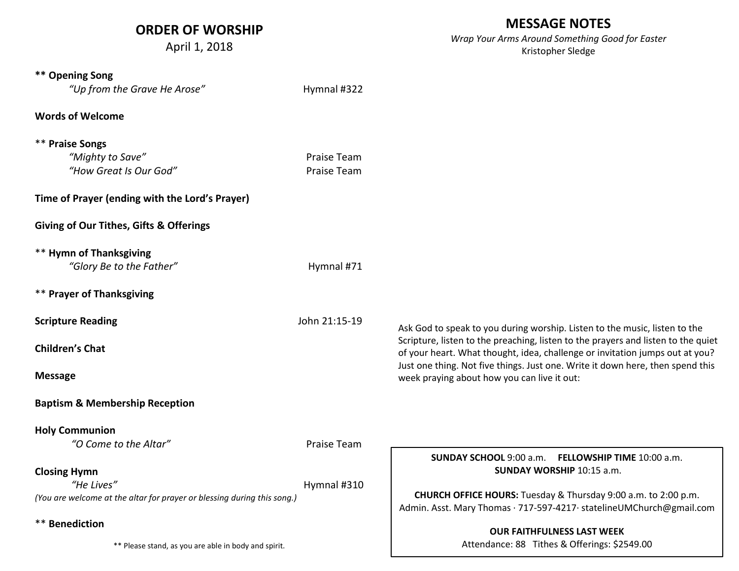## ORDER OF WORSHIP

April 1, 2018

**\*\* Opening Song**
*"Up from the Grave He Arose"* — Hymnal #322

**Words of Welcome**

\*\* **Praise Songs**
*"Mighty to Save"* — Praise Team
*"How Great Is Our God"* — Praise Team

**Time of Prayer (ending with the Lord's Prayer)**

**Giving of Our Tithes, Gifts & Offerings**

\*\* **Hymn of Thanksgiving**
*"Glory Be to the Father"* — Hymnal #71

\*\* **Prayer of Thanksgiving**

**Scripture Reading** — John 21:15-19

**Children's Chat**

**Message**

**Baptism & Membership Reception**

**Holy Communion**
*"O Come to the Altar"* — Praise Team

**Closing Hymn**
*"He Lives"* — Hymnal #310
*(You are welcome at the altar for prayer or blessing during this song.)*

\*\* **Benediction**

\*\* Please stand, as you are able in body and spirit.

## MESSAGE NOTES

*Wrap Your Arms Around Something Good for Easter*
Kristopher Sledge

Ask God to speak to you during worship. Listen to the music, listen to the Scripture, listen to the preaching, listen to the prayers and listen to the quiet of your heart. What thought, idea, challenge or invitation jumps out at you? Just one thing. Not five things. Just one. Write it down here, then spend this week praying about how you can live it out:

**SUNDAY SCHOOL** 9:00 a.m. **FELLOWSHIP TIME** 10:00 a.m.
**SUNDAY WORSHIP** 10:15 a.m.

**CHURCH OFFICE HOURS:** Tuesday & Thursday 9:00 a.m. to 2:00 p.m.
Admin. Asst. Mary Thomas · 717-597-4217· statelineUMChurch@gmail.com

**OUR FAITHFULNESS LAST WEEK**
Attendance: 88 Tithes & Offerings: $2549.00